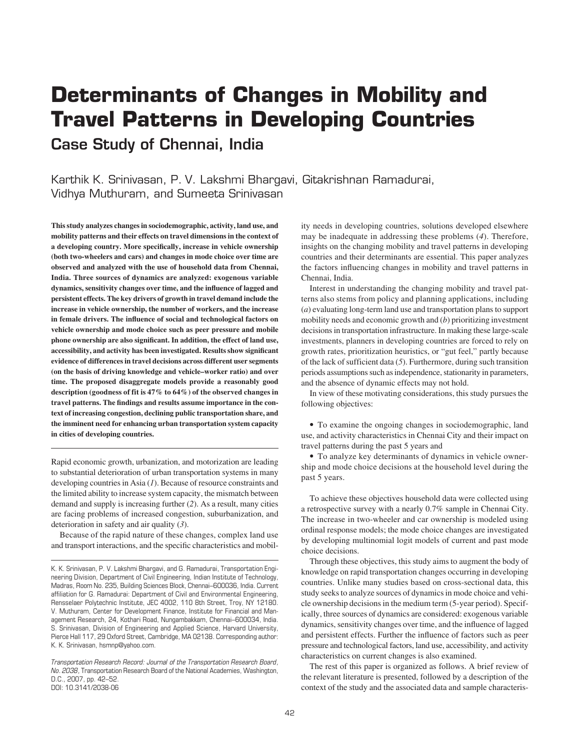# Determinants of Changes in Mobility and Travel Patterns in Developing Countries

## Case Study of Chennai, India

Karthik K. Srinivasan, P. V. Lakshmi Bhargavi, Gitakrishnan Ramadurai, Vidhya Muthuram, and Sumeeta Srinivasan

**This study analyzes changes in sociodemographic, activity, land use, and mobility patterns and their effects on travel dimensions in the context of a developing country. More specifically, increase in vehicle ownership (both two-wheelers and cars) and changes in mode choice over time are observed and analyzed with the use of household data from Chennai, India. Three sources of dynamics are analyzed: exogenous variable dynamics, sensitivity changes over time, and the influence of lagged and persistent effects. The key drivers of growth in travel demand include the increase in vehicle ownership, the number of workers, and the increase in female drivers. The influence of social and technological factors on vehicle ownership and mode choice such as peer pressure and mobile phone ownership are also significant. In addition, the effect of land use, accessibility, and activity has been investigated. Results show significant evidence of differences in travel decisions across different user segments (on the basis of driving knowledge and vehicle–worker ratio) and over time. The proposed disaggregate models provide a reasonably good description (goodness of fit is 47% to 64%) of the observed changes in travel patterns. The findings and results assume importance in the context of increasing congestion, declining public transportation share, and the imminent need for enhancing urban transportation system capacity in cities of developing countries.**

Rapid economic growth, urbanization, and motorization are leading to substantial deterioration of urban transportation systems in many developing countries in Asia (*1*). Because of resource constraints and the limited ability to increase system capacity, the mismatch between demand and supply is increasing further (*2*). As a result, many cities are facing problems of increased congestion, suburbanization, and deterioration in safety and air quality (*3*).

Because of the rapid nature of these changes, complex land use and transport interactions, and the specific characteristics and mobility needs in developing countries, solutions developed elsewhere may be inadequate in addressing these problems (*4*). Therefore, insights on the changing mobility and travel patterns in developing countries and their determinants are essential. This paper analyzes the factors influencing changes in mobility and travel patterns in Chennai, India.

Interest in understanding the changing mobility and travel patterns also stems from policy and planning applications, including (*a*) evaluating long-term land use and transportation plans to support mobility needs and economic growth and (*b*) prioritizing investment decisions in transportation infrastructure. In making these large-scale investments, planners in developing countries are forced to rely on growth rates, prioritization heuristics, or "gut feel," partly because of the lack of sufficient data (*5*). Furthermore, during such transition periods assumptions such as independence, stationarity in parameters, and the absence of dynamic effects may not hold.

In view of these motivating considerations, this study pursues the following objectives:

- To examine the ongoing changes in sociodemographic, land use, and activity characteristics in Chennai City and their impact on travel patterns during the past 5 years and
- To analyze key determinants of dynamics in vehicle ownership and mode choice decisions at the household level during the past 5 years.

To achieve these objectives household data were collected using a retrospective survey with a nearly 0.7% sample in Chennai City. The increase in two-wheeler and car ownership is modeled using ordinal response models; the mode choice changes are investigated by developing multinomial logit models of current and past mode choice decisions.

Through these objectives, this study aims to augment the body of knowledge on rapid transportation changes occurring in developing countries. Unlike many studies based on cross-sectional data, this study seeks to analyze sources of dynamics in mode choice and vehicle ownership decisions in the medium term (5-year period). Specifically, three sources of dynamics are considered: exogenous variable dynamics, sensitivity changes over time, and the influence of lagged and persistent effects. Further the influence of factors such as peer pressure and technological factors, land use, accessibility, and activity characteristics on current changes is also examined.

The rest of this paper is organized as follows. A brief review of the relevant literature is presented, followed by a description of the context of the study and the associated data and sample characteris-

K. K. Srinivasan, P. V. Lakshmi Bhargavi, and G. Ramadurai, Transportation Engineering Division, Department of Civil Engineering, Indian Institute of Technology, Madras, Room No. 235, Building Sciences Block, Chennai–600036, India. Current affiliation for G. Ramadurai: Department of Civil and Environmental Engineering, Rensselaer Polytechnic Institute, JEC 4002, 110 8th Street, Troy, NY 12180. V. Muthuram, Center for Development Finance, Institute for Financial and Management Research, 24, Kothari Road, Nungambakkam, Chennai–600034, India. S. Srinivasan, Division of Engineering and Applied Science, Harvard University, Pierce Hall 117, 29 Oxford Street, Cambridge, MA 02138. Corresponding author: K. K. Srinivasan, hsmnp@yahoo.com.

*Transportation Research Record: Journal of the Transportation Research Board, No. 2038*, Transportation Research Board of the National Academies, Washington, D.C., 2007, pp. 42–52.
DOI: 10.3141/2038-06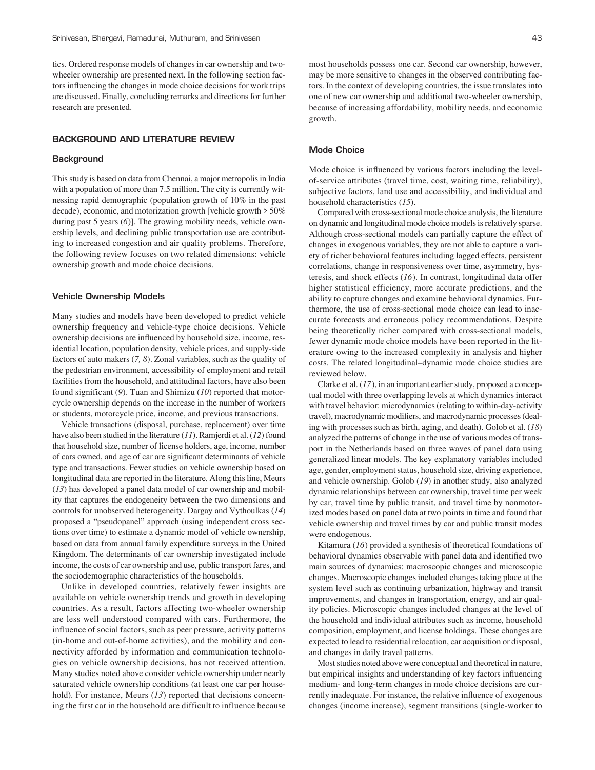tics. Ordered response models of changes in car ownership and two-wheeler ownership are presented next. In the following section factors influencing the changes in mode choice decisions for work trips are discussed. Finally, concluding remarks and directions for further research are presented.

## BACKGROUND AND LITERATURE REVIEW

### Background

This study is based on data from Chennai, a major metropolis in India with a population of more than 7.5 million. The city is currently witnessing rapid demographic (population growth of 10% in the past decade), economic, and motorization growth [vehicle growth > 50% during past 5 years (*6*)]. The growing mobility needs, vehicle ownership levels, and declining public transportation use are contributing to increased congestion and air quality problems. Therefore, the following review focuses on two related dimensions: vehicle ownership growth and mode choice decisions.

### Vehicle Ownership Models

Many studies and models have been developed to predict vehicle ownership frequency and vehicle-type choice decisions. Vehicle ownership decisions are influenced by household size, income, residential location, population density, vehicle prices, and supply-side factors of auto makers (*7, 8*). Zonal variables, such as the quality of the pedestrian environment, accessibility of employment and retail facilities from the household, and attitudinal factors, have also been found significant (*9*). Tuan and Shimizu (*10*) reported that motorcycle ownership depends on the increase in the number of workers or students, motorcycle price, income, and previous transactions.

Vehicle transactions (disposal, purchase, replacement) over time have also been studied in the literature (*11*). Ramjerdi et al. (*12*) found that household size, number of license holders, age, income, number of cars owned, and age of car are significant determinants of vehicle type and transactions. Fewer studies on vehicle ownership based on longitudinal data are reported in the literature. Along this line, Meurs (*13*) has developed a panel data model of car ownership and mobility that captures the endogeneity between the two dimensions and controls for unobserved heterogeneity. Dargay and Vythoulkas (*14*) proposed a "pseudopanel" approach (using independent cross sections over time) to estimate a dynamic model of vehicle ownership, based on data from annual family expenditure surveys in the United Kingdom. The determinants of car ownership investigated include income, the costs of car ownership and use, public transport fares, and the sociodemographic characteristics of the households.

Unlike in developed countries, relatively fewer insights are available on vehicle ownership trends and growth in developing countries. As a result, factors affecting two-wheeler ownership are less well understood compared with cars. Furthermore, the influence of social factors, such as peer pressure, activity patterns (in-home and out-of-home activities), and the mobility and connectivity afforded by information and communication technologies on vehicle ownership decisions, has not received attention. Many studies noted above consider vehicle ownership under nearly saturated vehicle ownership conditions (at least one car per household). For instance, Meurs (*13*) reported that decisions concerning the first car in the household are difficult to influence because most households possess one car. Second car ownership, however, may be more sensitive to changes in the observed contributing factors. In the context of developing countries, the issue translates into one of new car ownership and additional two-wheeler ownership, because of increasing affordability, mobility needs, and economic growth.

### Mode Choice

Mode choice is influenced by various factors including the level-of-service attributes (travel time, cost, waiting time, reliability), subjective factors, land use and accessibility, and individual and household characteristics (*15*).

Compared with cross-sectional mode choice analysis, the literature on dynamic and longitudinal mode choice models is relatively sparse. Although cross-sectional models can partially capture the effect of changes in exogenous variables, they are not able to capture a variety of richer behavioral features including lagged effects, persistent correlations, change in responsiveness over time, asymmetry, hysteresis, and shock effects (*16*). In contrast, longitudinal data offer higher statistical efficiency, more accurate predictions, and the ability to capture changes and examine behavioral dynamics. Furthermore, the use of cross-sectional mode choice can lead to inaccurate forecasts and erroneous policy recommendations. Despite being theoretically richer compared with cross-sectional models, fewer dynamic mode choice models have been reported in the literature owing to the increased complexity in analysis and higher costs. The related longitudinal–dynamic mode choice studies are reviewed below.

Clarke et al. (*17*), in an important earlier study, proposed a conceptual model with three overlapping levels at which dynamics interact with travel behavior: microdynamics (relating to within-day-activity travel), macrodynamic modifiers, and macrodynamic processes (dealing with processes such as birth, aging, and death). Golob et al. (*18*) analyzed the patterns of change in the use of various modes of transport in the Netherlands based on three waves of panel data using generalized linear models. The key explanatory variables included age, gender, employment status, household size, driving experience, and vehicle ownership. Golob (*19*) in another study, also analyzed dynamic relationships between car ownership, travel time per week by car, travel time by public transit, and travel time by nonmotorized modes based on panel data at two points in time and found that vehicle ownership and travel times by car and public transit modes were endogenous.

Kitamura (*16*) provided a synthesis of theoretical foundations of behavioral dynamics observable with panel data and identified two main sources of dynamics: macroscopic changes and microscopic changes. Macroscopic changes included changes taking place at the system level such as continuing urbanization, highway and transit improvements, and changes in transportation, energy, and air quality policies. Microscopic changes included changes at the level of the household and individual attributes such as income, household composition, employment, and license holdings. These changes are expected to lead to residential relocation, car acquisition or disposal, and changes in daily travel patterns.

Most studies noted above were conceptual and theoretical in nature, but empirical insights and understanding of key factors influencing medium- and long-term changes in mode choice decisions are currently inadequate. For instance, the relative influence of exogenous changes (income increase), segment transitions (single-worker to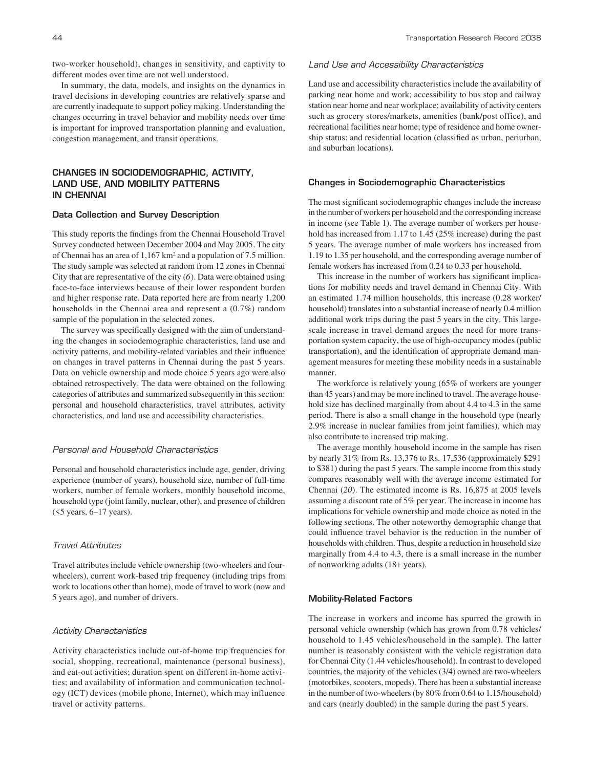two-worker household), changes in sensitivity, and captivity to different modes over time are not well understood.

In summary, the data, models, and insights on the dynamics in travel decisions in developing countries are relatively sparse and are currently inadequate to support policy making. Understanding the changes occurring in travel behavior and mobility needs over time is important for improved transportation planning and evaluation, congestion management, and transit operations.

## CHANGES IN SOCIODEMOGRAPHIC, ACTIVITY, LAND USE, AND MOBILITY PATTERNS IN CHENNAI

### Data Collection and Survey Description

This study reports the findings from the Chennai Household Travel Survey conducted between December 2004 and May 2005. The city of Chennai has an area of 1,167 km$^2$ and a population of 7.5 million. The study sample was selected at random from 12 zones in Chennai City that are representative of the city (*6*). Data were obtained using face-to-face interviews because of their lower respondent burden and higher response rate. Data reported here are from nearly 1,200 households in the Chennai area and represent a (0.7%) random sample of the population in the selected zones.

The survey was specifically designed with the aim of understanding the changes in sociodemographic characteristics, land use and activity patterns, and mobility-related variables and their influence on changes in travel patterns in Chennai during the past 5 years. Data on vehicle ownership and mode choice 5 years ago were also obtained retrospectively. The data were obtained on the following categories of attributes and summarized subsequently in this section: personal and household characteristics, travel attributes, activity characteristics, and land use and accessibility characteristics.

#### *Personal and Household Characteristics*

Personal and household characteristics include age, gender, driving experience (number of years), household size, number of full-time workers, number of female workers, monthly household income, household type (joint family, nuclear, other), and presence of children (<5 years, 6–17 years).

#### *Travel Attributes*

Travel attributes include vehicle ownership (two-wheelers and four-wheelers), current work-based trip frequency (including trips from work to locations other than home), mode of travel to work (now and 5 years ago), and number of drivers.

#### *Activity Characteristics*

Activity characteristics include out-of-home trip frequencies for social, shopping, recreational, maintenance (personal business), and eat-out activities; duration spent on different in-home activities; and availability of information and communication technology (ICT) devices (mobile phone, Internet), which may influence travel or activity patterns.

#### *Land Use and Accessibility Characteristics*

Land use and accessibility characteristics include the availability of parking near home and work; accessibility to bus stop and railway station near home and near workplace; availability of activity centers such as grocery stores/markets, amenities (bank/post office), and recreational facilities near home; type of residence and home ownership status; and residential location (classified as urban, periurban, and suburban locations).

### Changes in Sociodemographic Characteristics

The most significant sociodemographic changes include the increase in the number of workers per household and the corresponding increase in income (see Table 1). The average number of workers per household has increased from 1.17 to 1.45 (25% increase) during the past 5 years. The average number of male workers has increased from 1.19 to 1.35 per household, and the corresponding average number of female workers has increased from 0.24 to 0.33 per household.

This increase in the number of workers has significant implications for mobility needs and travel demand in Chennai City. With an estimated 1.74 million households, this increase (0.28 worker/household) translates into a substantial increase of nearly 0.4 million additional work trips during the past 5 years in the city. This large-scale increase in travel demand argues the need for more transportation system capacity, the use of high-occupancy modes (public transportation), and the identification of appropriate demand management measures for meeting these mobility needs in a sustainable manner.

The workforce is relatively young (65% of workers are younger than 45 years) and may be more inclined to travel. The average household size has declined marginally from about 4.4 to 4.3 in the same period. There is also a small change in the household type (nearly 2.9% increase in nuclear families from joint families), which may also contribute to increased trip making.

The average monthly household income in the sample has risen by nearly 31% from Rs. 13,376 to Rs. 17,536 (approximately $291 to $381) during the past 5 years. The sample income from this study compares reasonably well with the average income estimated for Chennai (*20*). The estimated income is Rs. 16,875 at 2005 levels assuming a discount rate of 5% per year. The increase in income has implications for vehicle ownership and mode choice as noted in the following sections. The other noteworthy demographic change that could influence travel behavior is the reduction in the number of households with children. Thus, despite a reduction in household size marginally from 4.4 to 4.3, there is a small increase in the number of nonworking adults (18+ years).

### Mobility-Related Factors

The increase in workers and income has spurred the growth in personal vehicle ownership (which has grown from 0.78 vehicles/household to 1.45 vehicles/household in the sample). The latter number is reasonably consistent with the vehicle registration data for Chennai City (1.44 vehicles/household). In contrast to developed countries, the majority of the vehicles (3/4) owned are two-wheelers (motorbikes, scooters, mopeds). There has been a substantial increase in the number of two-wheelers (by 80% from 0.64 to 1.15/household) and cars (nearly doubled) in the sample during the past 5 years.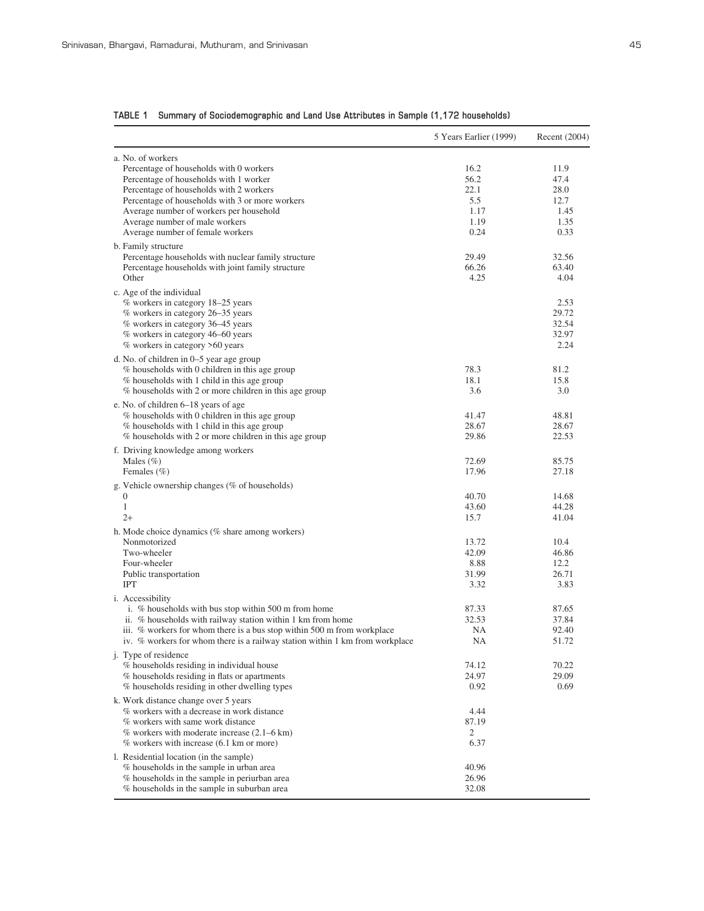**TABLE 1 Summary of Sociodemographic and Land Use Attributes in Sample (1,172 households)**

| | 5 Years Earlier (1999) | Recent (2004) |
|---|---|---|
| a. No. of workers | | |
| Percentage of households with 0 workers | 16.2 | 11.9 |
| Percentage of households with 1 worker | 56.2 | 47.4 |
| Percentage of households with 2 workers | 22.1 | 28.0 |
| Percentage of households with 3 or more workers | 5.5 | 12.7 |
| Average number of workers per household | 1.17 | 1.45 |
| Average number of male workers | 1.19 | 1.35 |
| Average number of female workers | 0.24 | 0.33 |
| b. Family structure | | |
| Percentage households with nuclear family structure | 29.49 | 32.56 |
| Percentage households with joint family structure | 66.26 | 63.40 |
| Other | 4.25 | 4.04 |
| c. Age of the individual | | |
| % workers in category 18–25 years | | 2.53 |
| % workers in category 26–35 years | | 29.72 |
| % workers in category 36–45 years | | 32.54 |
| % workers in category 46–60 years | | 32.97 |
| % workers in category >60 years | | 2.24 |
| d. No. of children in 0–5 year age group | | |
| % households with 0 children in this age group | 78.3 | 81.2 |
| % households with 1 child in this age group | 18.1 | 15.8 |
| % households with 2 or more children in this age group | 3.6 | 3.0 |
| e. No. of children 6–18 years of age | | |
| % households with 0 children in this age group | 41.47 | 48.81 |
| % households with 1 child in this age group | 28.67 | 28.67 |
| % households with 2 or more children in this age group | 29.86 | 22.53 |
| f. Driving knowledge among workers | | |
| Males (%) | 72.69 | 85.75 |
| Females (%) | 17.96 | 27.18 |
| g. Vehicle ownership changes (% of households) | | |
| 0 | 40.70 | 14.68 |
| 1 | 43.60 | 44.28 |
| 2+ | 15.7 | 41.04 |
| h. Mode choice dynamics (% share among workers) | | |
| Nonmotorized | 13.72 | 10.4 |
| Two-wheeler | 42.09 | 46.86 |
| Four-wheeler | 8.88 | 12.2 |
| Public transportation | 31.99 | 26.71 |
| IPT | 3.32 | 3.83 |
| i. Accessibility | | |
| i. % households with bus stop within 500 m from home | 87.33 | 87.65 |
| ii. % households with railway station within 1 km from home | 32.53 | 37.84 |
| iii. % workers for whom there is a bus stop within 500 m from workplace | NA | 92.40 |
| iv. % workers for whom there is a railway station within 1 km from workplace | NA | 51.72 |
| j. Type of residence | | |
| % households residing in individual house | 74.12 | 70.22 |
| % households residing in flats or apartments | 24.97 | 29.09 |
| % households residing in other dwelling types | 0.92 | 0.69 |
| k. Work distance change over 5 years | | |
| % workers with a decrease in work distance | 4.44 | |
| % workers with same work distance | 87.19 | |
| % workers with moderate increase (2.1–6 km) | 2 | |
| % workers with increase (6.1 km or more) | 6.37 | |
| l. Residential location (in the sample) | | |
| % households in the sample in urban area | 40.96 | |
| % households in the sample in periurban area | 26.96 | |
| % households in the sample in suburban area | 32.08 | |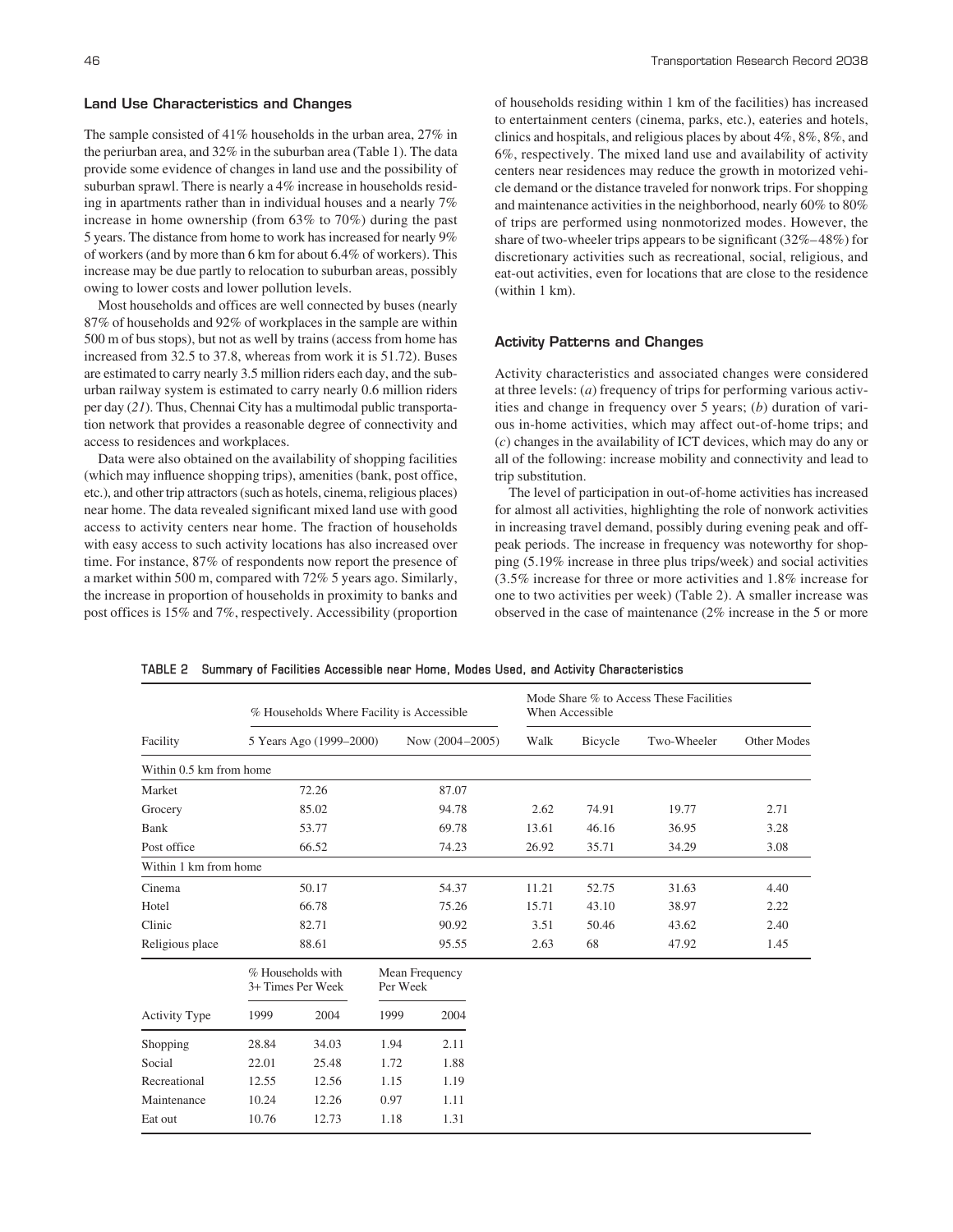## Land Use Characteristics and Changes

The sample consisted of 41% households in the urban area, 27% in the periurban area, and 32% in the suburban area (Table 1). The data provide some evidence of changes in land use and the possibility of suburban sprawl. There is nearly a 4% increase in households residing in apartments rather than in individual houses and a nearly 7% increase in home ownership (from 63% to 70%) during the past 5 years. The distance from home to work has increased for nearly 9% of workers (and by more than 6 km for about 6.4% of workers). This increase may be due partly to relocation to suburban areas, possibly owing to lower costs and lower pollution levels.

Most households and offices are well connected by buses (nearly 87% of households and 92% of workplaces in the sample are within 500 m of bus stops), but not as well by trains (access from home has increased from 32.5 to 37.8, whereas from work it is 51.72). Buses are estimated to carry nearly 3.5 million riders each day, and the suburban railway system is estimated to carry nearly 0.6 million riders per day (*21*). Thus, Chennai City has a multimodal public transportation network that provides a reasonable degree of connectivity and access to residences and workplaces.

Data were also obtained on the availability of shopping facilities (which may influence shopping trips), amenities (bank, post office, etc.), and other trip attractors (such as hotels, cinema, religious places) near home. The data revealed significant mixed land use with good access to activity centers near home. The fraction of households with easy access to such activity locations has also increased over time. For instance, 87% of respondents now report the presence of a market within 500 m, compared with 72% 5 years ago. Similarly, the increase in proportion of households in proximity to banks and post offices is 15% and 7%, respectively. Accessibility (proportion of households residing within 1 km of the facilities) has increased to entertainment centers (cinema, parks, etc.), eateries and hotels, clinics and hospitals, and religious places by about 4%, 8%, 8%, and 6%, respectively. The mixed land use and availability of activity centers near residences may reduce the growth in motorized vehicle demand or the distance traveled for nonwork trips. For shopping and maintenance activities in the neighborhood, nearly 60% to 80% of trips are performed using nonmotorized modes. However, the share of two-wheeler trips appears to be significant (32%–48%) for discretionary activities such as recreational, social, religious, and eat-out activities, even for locations that are close to the residence (within 1 km).

## Activity Patterns and Changes

Activity characteristics and associated changes were considered at three levels: (*a*) frequency of trips for performing various activities and change in frequency over 5 years; (*b*) duration of various in-home activities, which may affect out-of-home trips; and (*c*) changes in the availability of ICT devices, which may do any or all of the following: increase mobility and connectivity and lead to trip substitution.

The level of participation in out-of-home activities has increased for almost all activities, highlighting the role of nonwork activities in increasing travel demand, possibly during evening peak and off-peak periods. The increase in frequency was noteworthy for shopping (5.19% increase in three plus trips/week) and social activities (3.5% increase for three or more activities and 1.8% increase for one to two activities per week) (Table 2). A smaller increase was observed in the case of maintenance (2% increase in the 5 or more

**TABLE 2 Summary of Facilities Accessible near Home, Modes Used, and Activity Characteristics**

| | % Households Where Facility is Accessible | | Mode Share % to Access These Facilities When Accessible | | | |
|---|---|---|---|---|---|---|
| Facility | 5 Years Ago (1999–2000) | Now (2004–2005) | Walk | Bicycle | Two-Wheeler | Other Modes |
| Within 0.5 km from home | | | | | | |
| Market | 72.26 | 87.07 | | | | |
| Grocery | 85.02 | 94.78 | 2.62 | 74.91 | 19.77 | 2.71 |
| Bank | 53.77 | 69.78 | 13.61 | 46.16 | 36.95 | 3.28 |
| Post office | 66.52 | 74.23 | 26.92 | 35.71 | 34.29 | 3.08 |
| Within 1 km from home | | | | | | |
| Cinema | 50.17 | 54.37 | 11.21 | 52.75 | 31.63 | 4.40 |
| Hotel | 66.78 | 75.26 | 15.71 | 43.10 | 38.97 | 2.22 |
| Clinic | 82.71 | 90.92 | 3.51 | 50.46 | 43.62 | 2.40 |
| Religious place | 88.61 | 95.55 | 2.63 | 68 | 47.92 | 1.45 |

| | % Households with 3+ Times Per Week | | Mean Frequency Per Week | |
|---|---|---|---|---|
| Activity Type | 1999 | 2004 | 1999 | 2004 |
| Shopping | 28.84 | 34.03 | 1.94 | 2.11 |
| Social | 22.01 | 25.48 | 1.72 | 1.88 |
| Recreational | 12.55 | 12.56 | 1.15 | 1.19 |
| Maintenance | 10.24 | 12.26 | 0.97 | 1.11 |
| Eat out | 10.76 | 12.73 | 1.18 | 1.31 |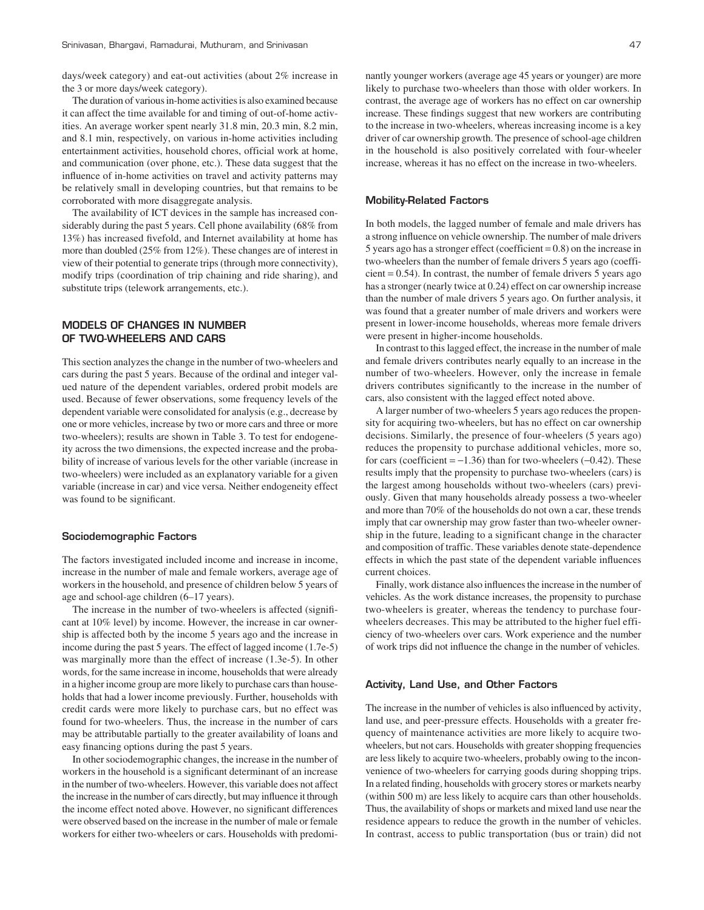days/week category) and eat-out activities (about 2% increase in the 3 or more days/week category).

The duration of various in-home activities is also examined because it can affect the time available for and timing of out-of-home activities. An average worker spent nearly 31.8 min, 20.3 min, 8.2 min, and 8.1 min, respectively, on various in-home activities including entertainment activities, household chores, official work at home, and communication (over phone, etc.). These data suggest that the influence of in-home activities on travel and activity patterns may be relatively small in developing countries, but that remains to be corroborated with more disaggregate analysis.

The availability of ICT devices in the sample has increased considerably during the past 5 years. Cell phone availability (68% from 13%) has increased fivefold, and Internet availability at home has more than doubled (25% from 12%). These changes are of interest in view of their potential to generate trips (through more connectivity), modify trips (coordination of trip chaining and ride sharing), and substitute trips (telework arrangements, etc.).

## MODELS OF CHANGES IN NUMBER OF TWO-WHEELERS AND CARS

This section analyzes the change in the number of two-wheelers and cars during the past 5 years. Because of the ordinal and integer valued nature of the dependent variables, ordered probit models are used. Because of fewer observations, some frequency levels of the dependent variable were consolidated for analysis (e.g., decrease by one or more vehicles, increase by two or more cars and three or more two-wheelers); results are shown in Table 3. To test for endogeneity across the two dimensions, the expected increase and the probability of increase of various levels for the other variable (increase in two-wheelers) were included as an explanatory variable for a given variable (increase in car) and vice versa. Neither endogeneity effect was found to be significant.

### Sociodemographic Factors

The factors investigated included income and increase in income, increase in the number of male and female workers, average age of workers in the household, and presence of children below 5 years of age and school-age children (6–17 years).

The increase in the number of two-wheelers is affected (significant at 10% level) by income. However, the increase in car ownership is affected both by the income 5 years ago and the increase in income during the past 5 years. The effect of lagged income (1.7e-5) was marginally more than the effect of increase (1.3e-5). In other words, for the same increase in income, households that were already in a higher income group are more likely to purchase cars than households that had a lower income previously. Further, households with credit cards were more likely to purchase cars, but no effect was found for two-wheelers. Thus, the increase in the number of cars may be attributable partially to the greater availability of loans and easy financing options during the past 5 years.

In other sociodemographic changes, the increase in the number of workers in the household is a significant determinant of an increase in the number of two-wheelers. However, this variable does not affect the increase in the number of cars directly, but may influence it through the income effect noted above. However, no significant differences were observed based on the increase in the number of male or female workers for either two-wheelers or cars. Households with predominantly younger workers (average age 45 years or younger) are more likely to purchase two-wheelers than those with older workers. In contrast, the average age of workers has no effect on car ownership increase. These findings suggest that new workers are contributing to the increase in two-wheelers, whereas increasing income is a key driver of car ownership growth. The presence of school-age children in the household is also positively correlated with four-wheeler increase, whereas it has no effect on the increase in two-wheelers.

### Mobility-Related Factors

In both models, the lagged number of female and male drivers has a strong influence on vehicle ownership. The number of male drivers 5 years ago has a stronger effect (coefficient = 0.8) on the increase in two-wheelers than the number of female drivers 5 years ago (coefficient = 0.54). In contrast, the number of female drivers 5 years ago has a stronger (nearly twice at 0.24) effect on car ownership increase than the number of male drivers 5 years ago. On further analysis, it was found that a greater number of male drivers and workers were present in lower-income households, whereas more female drivers were present in higher-income households.

In contrast to this lagged effect, the increase in the number of male and female drivers contributes nearly equally to an increase in the number of two-wheelers. However, only the increase in female drivers contributes significantly to the increase in the number of cars, also consistent with the lagged effect noted above.

A larger number of two-wheelers 5 years ago reduces the propensity for acquiring two-wheelers, but has no effect on car ownership decisions. Similarly, the presence of four-wheelers (5 years ago) reduces the propensity to purchase additional vehicles, more so, for cars (coefficient = −1.36) than for two-wheelers (−0.42). These results imply that the propensity to purchase two-wheelers (cars) is the largest among households without two-wheelers (cars) previously. Given that many households already possess a two-wheeler and more than 70% of the households do not own a car, these trends imply that car ownership may grow faster than two-wheeler ownership in the future, leading to a significant change in the character and composition of traffic. These variables denote state-dependence effects in which the past state of the dependent variable influences current choices.

Finally, work distance also influences the increase in the number of vehicles. As the work distance increases, the propensity to purchase two-wheelers is greater, whereas the tendency to purchase four-wheelers decreases. This may be attributed to the higher fuel efficiency of two-wheelers over cars. Work experience and the number of work trips did not influence the change in the number of vehicles.

### Activity, Land Use, and Other Factors

The increase in the number of vehicles is also influenced by activity, land use, and peer-pressure effects. Households with a greater frequency of maintenance activities are more likely to acquire two-wheelers, but not cars. Households with greater shopping frequencies are less likely to acquire two-wheelers, probably owing to the inconvenience of two-wheelers for carrying goods during shopping trips. In a related finding, households with grocery stores or markets nearby (within 500 m) are less likely to acquire cars than other households. Thus, the availability of shops or markets and mixed land use near the residence appears to reduce the growth in the number of vehicles. In contrast, access to public transportation (bus or train) did not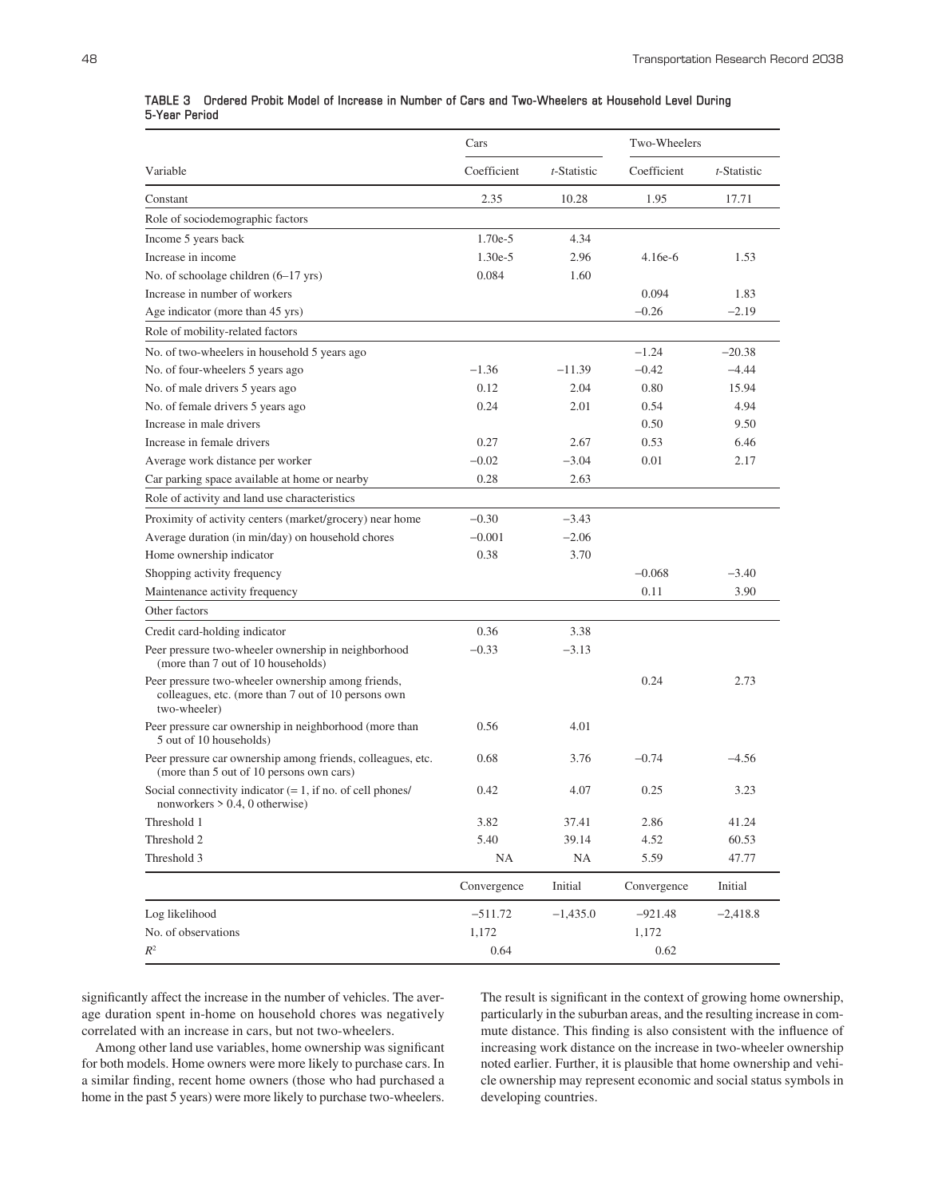**TABLE 3 Ordered Probit Model of Increase in Number of Cars and Two-Wheelers at Household Level During 5-Year Period**

| Variable | Cars | | Two-Wheelers | |
|---|---|---|---|---|
| | Coefficient | *t*-Statistic | Coefficient | *t*-Statistic |
| Constant | 2.35 | 10.28 | 1.95 | 17.71 |
| **Role of sociodemographic factors** | | | | |
| Income 5 years back | 1.70e-5 | 4.34 | | |
| Increase in income | 1.30e-5 | 2.96 | 4.16e-6 | 1.53 |
| No. of schoolage children (6–17 yrs) | 0.084 | 1.60 | | |
| Increase in number of workers | | | 0.094 | 1.83 |
| Age indicator (more than 45 yrs) | | | −0.26 | −2.19 |
| **Role of mobility-related factors** | | | | |
| No. of two-wheelers in household 5 years ago | | | −1.24 | −20.38 |
| No. of four-wheelers 5 years ago | −1.36 | −11.39 | −0.42 | −4.44 |
| No. of male drivers 5 years ago | 0.12 | 2.04 | 0.80 | 15.94 |
| No. of female drivers 5 years ago | 0.24 | 2.01 | 0.54 | 4.94 |
| Increase in male drivers | | | 0.50 | 9.50 |
| Increase in female drivers | 0.27 | 2.67 | 0.53 | 6.46 |
| Average work distance per worker | −0.02 | −3.04 | 0.01 | 2.17 |
| Car parking space available at home or nearby | 0.28 | 2.63 | | |
| **Role of activity and land use characteristics** | | | | |
| Proximity of activity centers (market/grocery) near home | −0.30 | −3.43 | | |
| Average duration (in min/day) on household chores | −0.001 | −2.06 | | |
| Home ownership indicator | 0.38 | 3.70 | | |
| Shopping activity frequency | | | −0.068 | −3.40 |
| Maintenance activity frequency | | | 0.11 | 3.90 |
| **Other factors** | | | | |
| Credit card-holding indicator | 0.36 | 3.38 | | |
| Peer pressure two-wheeler ownership in neighborhood (more than 7 out of 10 households) | −0.33 | −3.13 | | |
| Peer pressure two-wheeler ownership among friends, colleagues, etc. (more than 7 out of 10 persons own two-wheeler) | | | 0.24 | 2.73 |
| Peer pressure car ownership in neighborhood (more than 5 out of 10 households) | 0.56 | 4.01 | | |
| Peer pressure car ownership among friends, colleagues, etc. (more than 5 out of 10 persons own cars) | 0.68 | 3.76 | −0.74 | −4.56 |
| Social connectivity indicator (= 1, if no. of cell phones/nonworkers > 0.4, 0 otherwise) | 0.42 | 4.07 | 0.25 | 3.23 |
| Threshold 1 | 3.82 | 37.41 | 2.86 | 41.24 |
| Threshold 2 | 5.40 | 39.14 | 4.52 | 60.53 |
| Threshold 3 | NA | NA | 5.59 | 47.77 |
| | Convergence | Initial | Convergence | Initial |
| Log likelihood | −511.72 | −1,435.0 | −921.48 | −2,418.8 |
| No. of observations | 1,172 | | 1,172 | |
| $R^2$ | 0.64 | | 0.62 | |

significantly affect the increase in the number of vehicles. The average duration spent in-home on household chores was negatively correlated with an increase in cars, but not two-wheelers.

Among other land use variables, home ownership was significant for both models. Home owners were more likely to purchase cars. In a similar finding, recent home owners (those who had purchased a home in the past 5 years) were more likely to purchase two-wheelers. The result is significant in the context of growing home ownership, particularly in the suburban areas, and the resulting increase in commute distance. This finding is also consistent with the influence of increasing work distance on the increase in two-wheeler ownership noted earlier. Further, it is plausible that home ownership and vehicle ownership may represent economic and social status symbols in developing countries.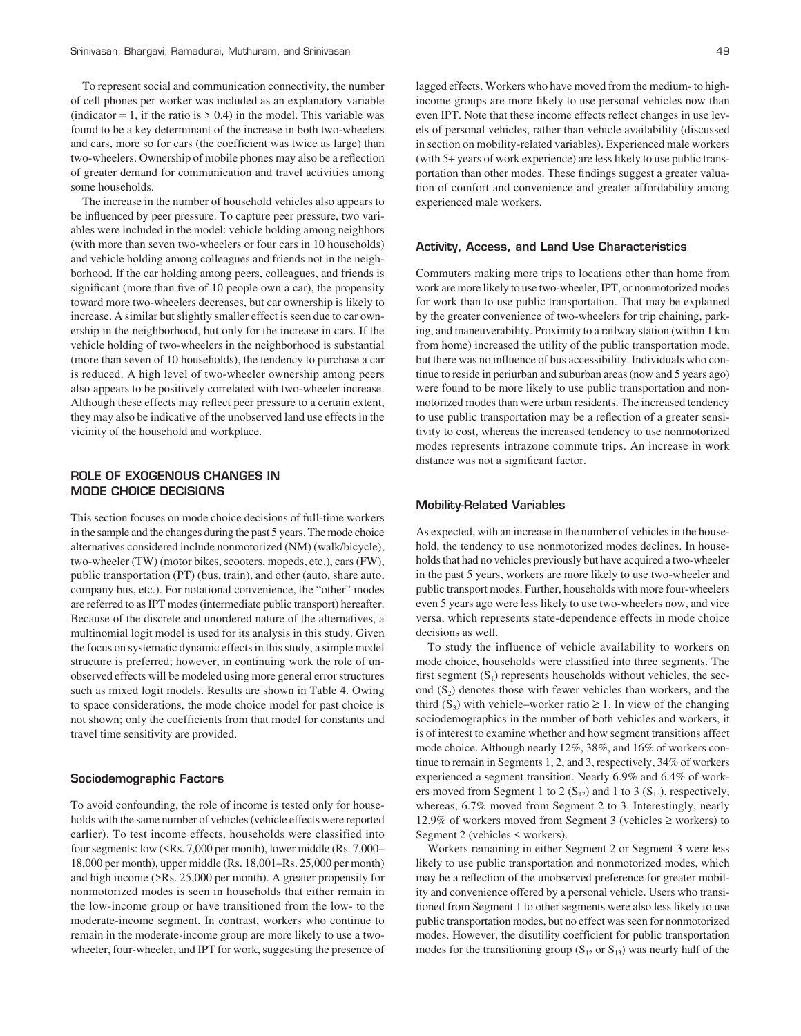To represent social and communication connectivity, the number of cell phones per worker was included as an explanatory variable (indicator = 1, if the ratio is > 0.4) in the model. This variable was found to be a key determinant of the increase in both two-wheelers and cars, more so for cars (the coefficient was twice as large) than two-wheelers. Ownership of mobile phones may also be a reflection of greater demand for communication and travel activities among some households.

The increase in the number of household vehicles also appears to be influenced by peer pressure. To capture peer pressure, two variables were included in the model: vehicle holding among neighbors (with more than seven two-wheelers or four cars in 10 households) and vehicle holding among colleagues and friends not in the neighborhood. If the car holding among peers, colleagues, and friends is significant (more than five of 10 people own a car), the propensity toward more two-wheelers decreases, but car ownership is likely to increase. A similar but slightly smaller effect is seen due to car ownership in the neighborhood, but only for the increase in cars. If the vehicle holding of two-wheelers in the neighborhood is substantial (more than seven of 10 households), the tendency to purchase a car is reduced. A high level of two-wheeler ownership among peers also appears to be positively correlated with two-wheeler increase. Although these effects may reflect peer pressure to a certain extent, they may also be indicative of the unobserved land use effects in the vicinity of the household and workplace.

## ROLE OF EXOGENOUS CHANGES IN MODE CHOICE DECISIONS

This section focuses on mode choice decisions of full-time workers in the sample and the changes during the past 5 years. The mode choice alternatives considered include nonmotorized (NM) (walk/bicycle), two-wheeler (TW) (motor bikes, scooters, mopeds, etc.), cars (FW), public transportation (PT) (bus, train), and other (auto, share auto, company bus, etc.). For notational convenience, the "other" modes are referred to as IPT modes (intermediate public transport) hereafter. Because of the discrete and unordered nature of the alternatives, a multinomial logit model is used for its analysis in this study. Given the focus on systematic dynamic effects in this study, a simple model structure is preferred; however, in continuing work the role of unobserved effects will be modeled using more general error structures such as mixed logit models. Results are shown in Table 4. Owing to space considerations, the mode choice model for past choice is not shown; only the coefficients from that model for constants and travel time sensitivity are provided.

### Sociodemographic Factors

To avoid confounding, the role of income is tested only for households with the same number of vehicles (vehicle effects were reported earlier). To test income effects, households were classified into four segments: low (<Rs. 7,000 per month), lower middle (Rs. 7,000–18,000 per month), upper middle (Rs. 18,001–Rs. 25,000 per month) and high income (>Rs. 25,000 per month). A greater propensity for nonmotorized modes is seen in households that either remain in the low-income group or have transitioned from the low- to the moderate-income segment. In contrast, workers who continue to remain in the moderate-income group are more likely to use a two-wheeler, four-wheeler, and IPT for work, suggesting the presence of lagged effects. Workers who have moved from the medium- to high-income groups are more likely to use personal vehicles now than even IPT. Note that these income effects reflect changes in use levels of personal vehicles, rather than vehicle availability (discussed in section on mobility-related variables). Experienced male workers (with 5+ years of work experience) are less likely to use public transportation than other modes. These findings suggest a greater valuation of comfort and convenience and greater affordability among experienced male workers.

### Activity, Access, and Land Use Characteristics

Commuters making more trips to locations other than home from work are more likely to use two-wheeler, IPT, or nonmotorized modes for work than to use public transportation. That may be explained by the greater convenience of two-wheelers for trip chaining, parking, and maneuverability. Proximity to a railway station (within 1 km from home) increased the utility of the public transportation mode, but there was no influence of bus accessibility. Individuals who continue to reside in periurban and suburban areas (now and 5 years ago) were found to be more likely to use public transportation and nonmotorized modes than were urban residents. The increased tendency to use public transportation may be a reflection of a greater sensitivity to cost, whereas the increased tendency to use nonmotorized modes represents intrazone commute trips. An increase in work distance was not a significant factor.

### Mobility-Related Variables

As expected, with an increase in the number of vehicles in the household, the tendency to use nonmotorized modes declines. In households that had no vehicles previously but have acquired a two-wheeler in the past 5 years, workers are more likely to use two-wheeler and public transport modes. Further, households with more four-wheelers even 5 years ago were less likely to use two-wheelers now, and vice versa, which represents state-dependence effects in mode choice decisions as well.

To study the influence of vehicle availability to workers on mode choice, households were classified into three segments. The first segment ($S_1$) represents households without vehicles, the second ($S_2$) denotes those with fewer vehicles than workers, and the third ($S_3$) with vehicle–worker ratio ≥ 1. In view of the changing sociodemographics in the number of both vehicles and workers, it is of interest to examine whether and how segment transitions affect mode choice. Although nearly 12%, 38%, and 16% of workers continue to remain in Segments 1, 2, and 3, respectively, 34% of workers experienced a segment transition. Nearly 6.9% and 6.4% of workers moved from Segment 1 to 2 ($S_{12}$) and 1 to 3 ($S_{13}$), respectively, whereas, 6.7% moved from Segment 2 to 3. Interestingly, nearly 12.9% of workers moved from Segment 3 (vehicles ≥ workers) to Segment 2 (vehicles < workers).

Workers remaining in either Segment 2 or Segment 3 were less likely to use public transportation and nonmotorized modes, which may be a reflection of the unobserved preference for greater mobility and convenience offered by a personal vehicle. Users who transitioned from Segment 1 to other segments were also less likely to use public transportation modes, but no effect was seen for nonmotorized modes. However, the disutility coefficient for public transportation modes for the transitioning group ($S_{12}$ or $S_{13}$) was nearly half of the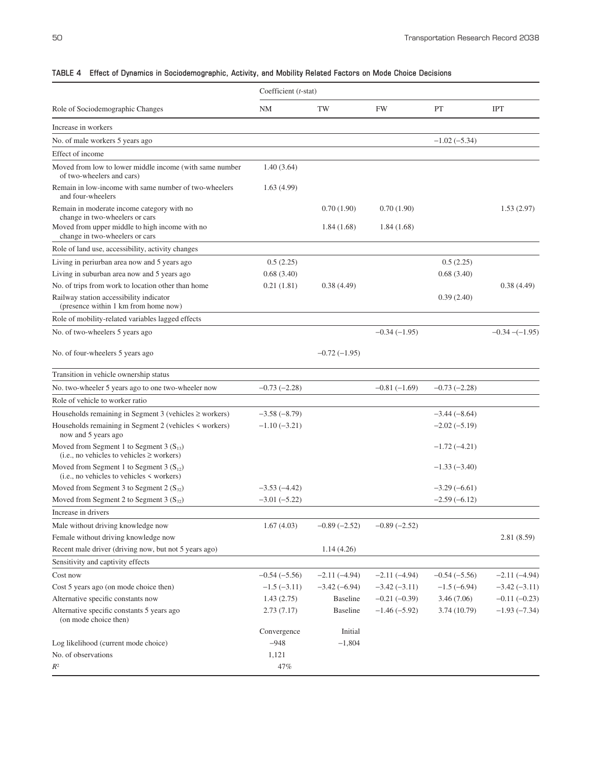**TABLE 4 Effect of Dynamics in Sociodemographic, Activity, and Mobility Related Factors on Mode Choice Decisions**

| Role of Sociodemographic Changes | Coefficient (*t*-stat) | | | | |
|---|---|---|---|---|---|
| | NM | TW | FW | PT | IPT |
| **Increase in workers** | | | | | |
| No. of male workers 5 years ago | | | | −1.02 (−5.34) | |
| **Effect of income** | | | | | |
| Moved from low to lower middle income (with same number of two-wheelers and cars) | 1.40 (3.64) | | | | |
| Remain in low-income with same number of two-wheelers and four-wheelers | 1.63 (4.99) | | | | |
| Remain in moderate income category with no change in two-wheelers or cars | | 0.70 (1.90) | 0.70 (1.90) | | 1.53 (2.97) |
| Moved from upper middle to high income with no change in two-wheelers or cars | | 1.84 (1.68) | 1.84 (1.68) | | |
| **Role of land use, accessibility, activity changes** | | | | | |
| Living in periurban area now and 5 years ago | 0.5 (2.25) | | | 0.5 (2.25) | |
| Living in suburban area now and 5 years ago | 0.68 (3.40) | | | 0.68 (3.40) | |
| No. of trips from work to location other than home | 0.21 (1.81) | 0.38 (4.49) | | | 0.38 (4.49) |
| Railway station accessibility indicator (presence within 1 km from home now) | | | | 0.39 (2.40) | |
| **Role of mobility-related variables lagged effects** | | | | | |
| No. of two-wheelers 5 years ago | | | −0.34 (−1.95) | | −0.34 −(−1.95) |
| No. of four-wheelers 5 years ago | | −0.72 (−1.95) | | | |
| **Transition in vehicle ownership status** | | | | | |
| No. two-wheeler 5 years ago to one two-wheeler now | −0.73 (−2.28) | | −0.81 (−1.69) | −0.73 (−2.28) | |
| **Role of vehicle to worker ratio** | | | | | |
| Households remaining in Segment 3 (vehicles ≥ workers) | −3.58 (−8.79) | | | −3.44 (−8.64) | |
| Households remaining in Segment 2 (vehicles < workers) now and 5 years ago | −1.10 (−3.21) | | | −2.02 (−5.19) | |
| Moved from Segment 1 to Segment 3 ($S_{13}$) (i.e., no vehicles to vehicles ≥ workers) | | | | −1.72 (−4.21) | |
| Moved from Segment 1 to Segment 3 ($S_{12}$) (i.e., no vehicles to vehicles < workers) | | | | −1.33 (−3.40) | |
| Moved from Segment 3 to Segment 2 ($S_{32}$) | −3.53 (−4.42) | | | −3.29 (−6.61) | |
| Moved from Segment 2 to Segment 3 ($S_{32}$) | −3.01 (−5.22) | | | −2.59 (−6.12) | |
| **Increase in drivers** | | | | | |
| Male without driving knowledge now | 1.67 (4.03) | −0.89 (−2.52) | −0.89 (−2.52) | | |
| Female without driving knowledge now | | | | | 2.81 (8.59) |
| Recent male driver (driving now, but not 5 years ago) | | 1.14 (4.26) | | | |
| **Sensitivity and captivity effects** | | | | | |
| Cost now | −0.54 (−5.56) | −2.11 (−4.94) | −2.11 (−4.94) | −0.54 (−5.56) | −2.11 (−4.94) |
| Cost 5 years ago (on mode choice then) | −1.5 (−3.11) | −3.42 (−6.94) | −3.42 (−3.11) | −1.5 (−6.94) | −3.42 (−3.11) |
| Alternative specific constants now | 1.43 (2.75) | Baseline | −0.21 (−0.39) | 3.46 (7.06) | −0.11 (−0.23) |
| Alternative specific constants 5 years ago (on mode choice then) | 2.73 (7.17) | Baseline | −1.46 (−5.92) | 3.74 (10.79) | −1.93 (−7.34) |
| | Convergence | Initial | | | |
| Log likelihood (current mode choice) | −948 | −1,804 | | | |
| No. of observations | 1,121 | | | | |
| $R^2$ | 47% | | | | |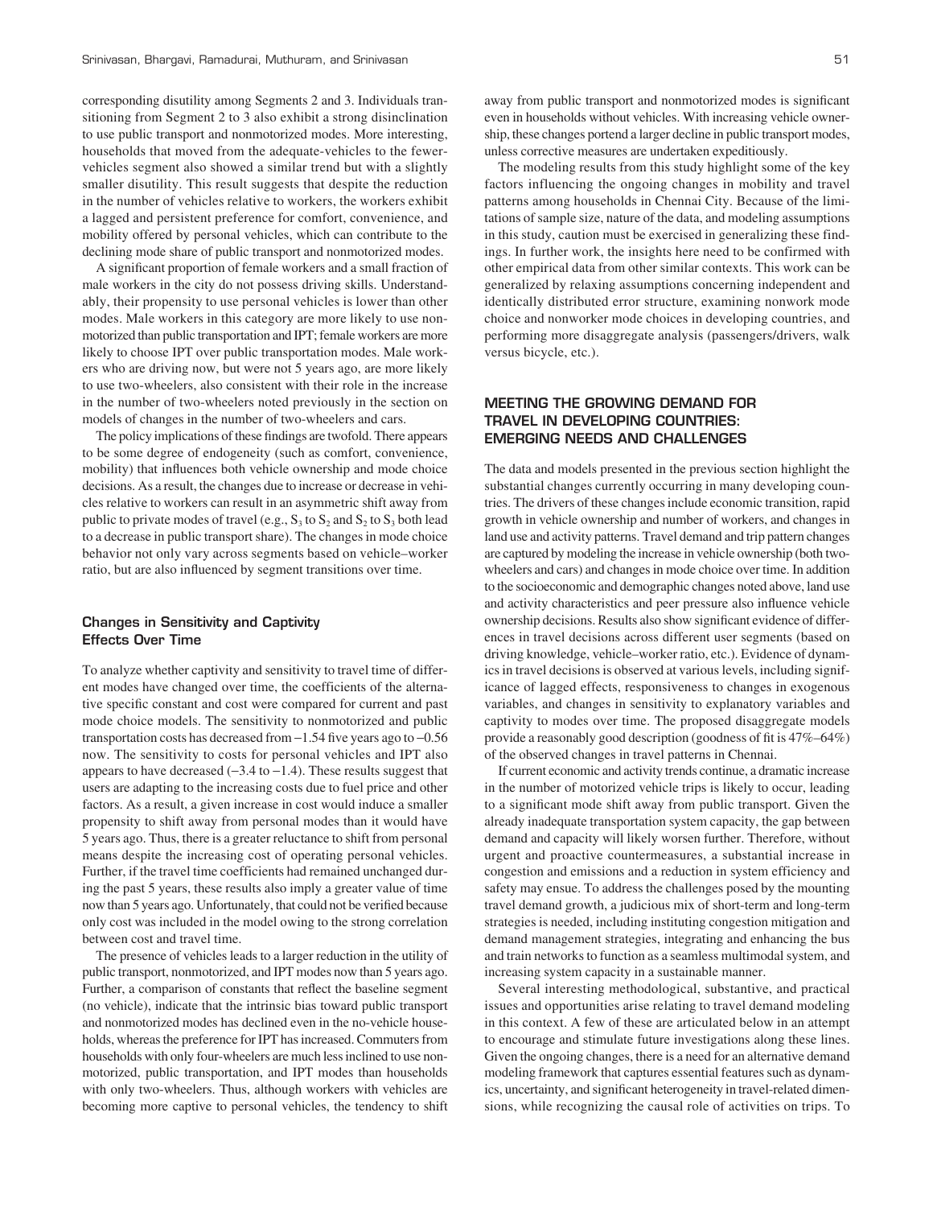corresponding disutility among Segments 2 and 3. Individuals transitioning from Segment 2 to 3 also exhibit a strong disinclination to use public transport and nonmotorized modes. More interesting, households that moved from the adequate-vehicles to the fewer-vehicles segment also showed a similar trend but with a slightly smaller disutility. This result suggests that despite the reduction in the number of vehicles relative to workers, the workers exhibit a lagged and persistent preference for comfort, convenience, and mobility offered by personal vehicles, which can contribute to the declining mode share of public transport and nonmotorized modes.

A significant proportion of female workers and a small fraction of male workers in the city do not possess driving skills. Understandably, their propensity to use personal vehicles is lower than other modes. Male workers in this category are more likely to use nonmotorized than public transportation and IPT; female workers are more likely to choose IPT over public transportation modes. Male workers who are driving now, but were not 5 years ago, are more likely to use two-wheelers, also consistent with their role in the increase in the number of two-wheelers noted previously in the section on models of changes in the number of two-wheelers and cars.

The policy implications of these findings are twofold. There appears to be some degree of endogeneity (such as comfort, convenience, mobility) that influences both vehicle ownership and mode choice decisions. As a result, the changes due to increase or decrease in vehicles relative to workers can result in an asymmetric shift away from public to private modes of travel (e.g., $S_3$ to $S_2$ and $S_2$ to $S_3$ both lead to a decrease in public transport share). The changes in mode choice behavior not only vary across segments based on vehicle–worker ratio, but are also influenced by segment transitions over time.

### Changes in Sensitivity and Captivity Effects Over Time

To analyze whether captivity and sensitivity to travel time of different modes have changed over time, the coefficients of the alternative specific constant and cost were compared for current and past mode choice models. The sensitivity to nonmotorized and public transportation costs has decreased from −1.54 five years ago to −0.56 now. The sensitivity to costs for personal vehicles and IPT also appears to have decreased (−3.4 to −1.4). These results suggest that users are adapting to the increasing costs due to fuel price and other factors. As a result, a given increase in cost would induce a smaller propensity to shift away from personal modes than it would have 5 years ago. Thus, there is a greater reluctance to shift from personal means despite the increasing cost of operating personal vehicles. Further, if the travel time coefficients had remained unchanged during the past 5 years, these results also imply a greater value of time now than 5 years ago. Unfortunately, that could not be verified because only cost was included in the model owing to the strong correlation between cost and travel time.

The presence of vehicles leads to a larger reduction in the utility of public transport, nonmotorized, and IPT modes now than 5 years ago. Further, a comparison of constants that reflect the baseline segment (no vehicle), indicate that the intrinsic bias toward public transport and nonmotorized modes has declined even in the no-vehicle households, whereas the preference for IPT has increased. Commuters from households with only four-wheelers are much less inclined to use nonmotorized, public transportation, and IPT modes than households with only two-wheelers. Thus, although workers with vehicles are becoming more captive to personal vehicles, the tendency to shift away from public transport and nonmotorized modes is significant even in households without vehicles. With increasing vehicle ownership, these changes portend a larger decline in public transport modes, unless corrective measures are undertaken expeditiously.

The modeling results from this study highlight some of the key factors influencing the ongoing changes in mobility and travel patterns among households in Chennai City. Because of the limitations of sample size, nature of the data, and modeling assumptions in this study, caution must be exercised in generalizing these findings. In further work, the insights here need to be confirmed with other empirical data from other similar contexts. This work can be generalized by relaxing assumptions concerning independent and identically distributed error structure, examining nonwork mode choice and nonworker mode choices in developing countries, and performing more disaggregate analysis (passengers/drivers, walk versus bicycle, etc.).

## MEETING THE GROWING DEMAND FOR TRAVEL IN DEVELOPING COUNTRIES: EMERGING NEEDS AND CHALLENGES

The data and models presented in the previous section highlight the substantial changes currently occurring in many developing countries. The drivers of these changes include economic transition, rapid growth in vehicle ownership and number of workers, and changes in land use and activity patterns. Travel demand and trip pattern changes are captured by modeling the increase in vehicle ownership (both two-wheelers and cars) and changes in mode choice over time. In addition to the socioeconomic and demographic changes noted above, land use and activity characteristics and peer pressure also influence vehicle ownership decisions. Results also show significant evidence of differences in travel decisions across different user segments (based on driving knowledge, vehicle–worker ratio, etc.). Evidence of dynamics in travel decisions is observed at various levels, including significance of lagged effects, responsiveness to changes in exogenous variables, and changes in sensitivity to explanatory variables and captivity to modes over time. The proposed disaggregate models provide a reasonably good description (goodness of fit is 47%–64%) of the observed changes in travel patterns in Chennai.

If current economic and activity trends continue, a dramatic increase in the number of motorized vehicle trips is likely to occur, leading to a significant mode shift away from public transport. Given the already inadequate transportation system capacity, the gap between demand and capacity will likely worsen further. Therefore, without urgent and proactive countermeasures, a substantial increase in congestion and emissions and a reduction in system efficiency and safety may ensue. To address the challenges posed by the mounting travel demand growth, a judicious mix of short-term and long-term strategies is needed, including instituting congestion mitigation and demand management strategies, integrating and enhancing the bus and train networks to function as a seamless multimodal system, and increasing system capacity in a sustainable manner.

Several interesting methodological, substantive, and practical issues and opportunities arise relating to travel demand modeling in this context. A few of these are articulated below in an attempt to encourage and stimulate future investigations along these lines. Given the ongoing changes, there is a need for an alternative demand modeling framework that captures essential features such as dynamics, uncertainty, and significant heterogeneity in travel-related dimensions, while recognizing the causal role of activities on trips. To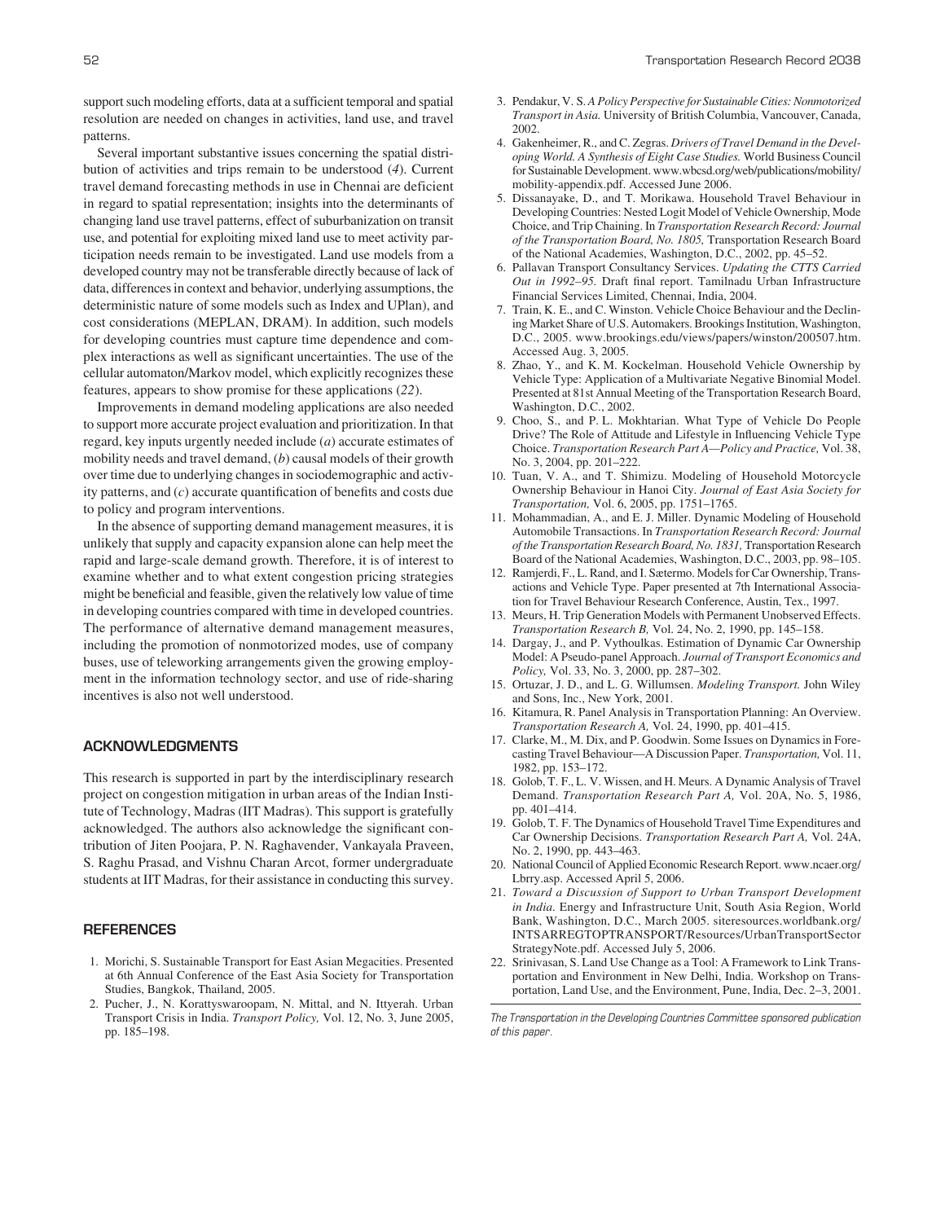support such modeling efforts, data at a sufficient temporal and spatial resolution are needed on changes in activities, land use, and travel patterns.

Several important substantive issues concerning the spatial distribution of activities and trips remain to be understood (*4*). Current travel demand forecasting methods in use in Chennai are deficient in regard to spatial representation; insights into the determinants of changing land use travel patterns, effect of suburbanization on transit use, and potential for exploiting mixed land use to meet activity participation needs remain to be investigated. Land use models from a developed country may not be transferable directly because of lack of data, differences in context and behavior, underlying assumptions, the deterministic nature of some models such as Index and UPlan), and cost considerations (MEPLAN, DRAM). In addition, such models for developing countries must capture time dependence and complex interactions as well as significant uncertainties. The use of the cellular automaton/Markov model, which explicitly recognizes these features, appears to show promise for these applications (*22*).

Improvements in demand modeling applications are also needed to support more accurate project evaluation and prioritization. In that regard, key inputs urgently needed include (*a*) accurate estimates of mobility needs and travel demand, (*b*) causal models of their growth over time due to underlying changes in sociodemographic and activity patterns, and (*c*) accurate quantification of benefits and costs due to policy and program interventions.

In the absence of supporting demand management measures, it is unlikely that supply and capacity expansion alone can help meet the rapid and large-scale demand growth. Therefore, it is of interest to examine whether and to what extent congestion pricing strategies might be beneficial and feasible, given the relatively low value of time in developing countries compared with time in developed countries. The performance of alternative demand management measures, including the promotion of nonmotorized modes, use of company buses, use of teleworking arrangements given the growing employment in the information technology sector, and use of ride-sharing incentives is also not well understood.

## ACKNOWLEDGMENTS

This research is supported in part by the interdisciplinary research project on congestion mitigation in urban areas of the Indian Institute of Technology, Madras (IIT Madras). This support is gratefully acknowledged. The authors also acknowledge the significant contribution of Jiten Poojara, P. N. Raghavender, Vankayala Praveen, S. Raghu Prasad, and Vishnu Charan Arcot, former undergraduate students at IIT Madras, for their assistance in conducting this survey.

## REFERENCES

1. Morichi, S. Sustainable Transport for East Asian Megacities. Presented at 6th Annual Conference of the East Asia Society for Transportation Studies, Bangkok, Thailand, 2005.
2. Pucher, J., N. Korattyswaroopam, N. Mittal, and N. Ittyerah. Urban Transport Crisis in India. *Transport Policy,* Vol. 12, No. 3, June 2005, pp. 185–198.
3. Pendakur, V. S. *A Policy Perspective for Sustainable Cities: Nonmotorized Transport in Asia.* University of British Columbia, Vancouver, Canada, 2002.
4. Gakenheimer, R., and C. Zegras. *Drivers of Travel Demand in the Developing World. A Synthesis of Eight Case Studies.* World Business Council for Sustainable Development. www.wbcsd.org/web/publications/mobility/mobility-appendix.pdf. Accessed June 2006.
5. Dissanayake, D., and T. Morikawa. Household Travel Behaviour in Developing Countries: Nested Logit Model of Vehicle Ownership, Mode Choice, and Trip Chaining. In *Transportation Research Record: Journal of the Transportation Board, No. 1805,* Transportation Research Board of the National Academies, Washington, D.C., 2002, pp. 45–52.
6. Pallavan Transport Consultancy Services. *Updating the CTTS Carried Out in 1992–95.* Draft final report. Tamilnadu Urban Infrastructure Financial Services Limited, Chennai, India, 2004.
7. Train, K. E., and C. Winston. Vehicle Choice Behaviour and the Declining Market Share of U.S. Automakers. Brookings Institution, Washington, D.C., 2005. www.brookings.edu/views/papers/winston/200507.htm. Accessed Aug. 3, 2005.
8. Zhao, Y., and K. M. Kockelman. Household Vehicle Ownership by Vehicle Type: Application of a Multivariate Negative Binomial Model. Presented at 81st Annual Meeting of the Transportation Research Board, Washington, D.C., 2002.
9. Choo, S., and P. L. Mokhtarian. What Type of Vehicle Do People Drive? The Role of Attitude and Lifestyle in Influencing Vehicle Type Choice. *Transportation Research Part A—Policy and Practice,* Vol. 38, No. 3, 2004, pp. 201–222.
10. Tuan, V. A., and T. Shimizu. Modeling of Household Motorcycle Ownership Behaviour in Hanoi City. *Journal of East Asia Society for Transportation,* Vol. 6, 2005, pp. 1751–1765.
11. Mohammadian, A., and E. J. Miller. Dynamic Modeling of Household Automobile Transactions. In *Transportation Research Record: Journal of the Transportation Research Board, No. 1831,* Transportation Research Board of the National Academies, Washington, D.C., 2003, pp. 98–105.
12. Ramjerdi, F., L. Rand, and I. Sætermo. Models for Car Ownership, Transactions and Vehicle Type. Paper presented at 7th International Association for Travel Behaviour Research Conference, Austin, Tex., 1997.
13. Meurs, H. Trip Generation Models with Permanent Unobserved Effects. *Transportation Research B,* Vol. 24, No. 2, 1990, pp. 145–158.
14. Dargay, J., and P. Vythoulkas. Estimation of Dynamic Car Ownership Model: A Pseudo-panel Approach. *Journal of Transport Economics and Policy,* Vol. 33, No. 3, 2000, pp. 287–302.
15. Ortuzar, J. D., and L. G. Willumsen. *Modeling Transport.* John Wiley and Sons, Inc., New York, 2001.
16. Kitamura, R. Panel Analysis in Transportation Planning: An Overview. *Transportation Research A,* Vol. 24, 1990, pp. 401–415.
17. Clarke, M., M. Dix, and P. Goodwin. Some Issues on Dynamics in Forecasting Travel Behaviour—A Discussion Paper. *Transportation,* Vol. 11, 1982, pp. 153–172.
18. Golob, T. F., L. V. Wissen, and H. Meurs. A Dynamic Analysis of Travel Demand. *Transportation Research Part A,* Vol. 20A, No. 5, 1986, pp. 401–414.
19. Golob, T. F. The Dynamics of Household Travel Time Expenditures and Car Ownership Decisions. *Transportation Research Part A,* Vol. 24A, No. 2, 1990, pp. 443–463.
20. National Council of Applied Economic Research Report. www.ncaer.org/Lbrry.asp. Accessed April 5, 2006.
21. *Toward a Discussion of Support to Urban Transport Development in India.* Energy and Infrastructure Unit, South Asia Region, World Bank, Washington, D.C., March 2005. siteresources.worldbank.org/INTSARREGTOPTRANSPORT/Resources/UrbanTransportSectorStrategyNote.pdf. Accessed July 5, 2006.
22. Srinivasan, S. Land Use Change as a Tool: A Framework to Link Transportation and Environment in New Delhi, India. Workshop on Transportation, Land Use, and the Environment, Pune, India, Dec. 2–3, 2001.

*The Transportation in the Developing Countries Committee sponsored publication of this paper.*